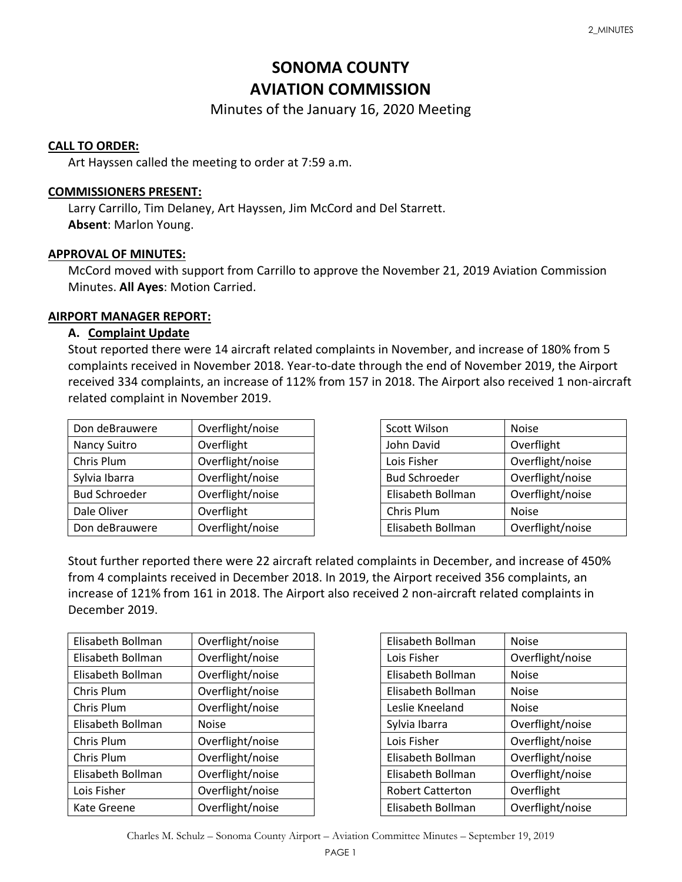# SONOMA COUNTY
# AVIATION COMMISSION

Minutes of the January 16, 2020 Meeting

**CALL TO ORDER:**

Art Hayssen called the meeting to order at 7:59 a.m.

**COMMISSIONERS PRESENT:**

Larry Carrillo, Tim Delaney, Art Hayssen, Jim McCord and Del Starrett.
**Absent**: Marlon Young.

**APPROVAL OF MINUTES:**

McCord moved with support from Carrillo to approve the November 21, 2019 Aviation Commission Minutes. **All Ayes**: Motion Carried.

**AIRPORT MANAGER REPORT:**

**A. Complaint Update**

Stout reported there were 14 aircraft related complaints in November, and increase of 180% from 5 complaints received in November 2018. Year-to-date through the end of November 2019, the Airport received 334 complaints, an increase of 112% from 157 in 2018. The Airport also received 1 non-aircraft related complaint in November 2019.

| | |
|---|---|
| Don deBrauwere | Overflight/noise |
| Nancy Suitro | Overflight |
| Chris Plum | Overflight/noise |
| Sylvia Ibarra | Overflight/noise |
| Bud Schroeder | Overflight/noise |
| Dale Oliver | Overflight |
| Don deBrauwere | Overflight/noise |

| | |
|---|---|
| Scott Wilson | Noise |
| John David | Overflight |
| Lois Fisher | Overflight/noise |
| Bud Schroeder | Overflight/noise |
| Elisabeth Bollman | Overflight/noise |
| Chris Plum | Noise |
| Elisabeth Bollman | Overflight/noise |

Stout further reported there were 22 aircraft related complaints in December, and increase of 450% from 4 complaints received in December 2018. In 2019, the Airport received 356 complaints, an increase of 121% from 161 in 2018. The Airport also received 2 non-aircraft related complaints in December 2019.

| | |
|---|---|
| Elisabeth Bollman | Overflight/noise |
| Elisabeth Bollman | Overflight/noise |
| Elisabeth Bollman | Overflight/noise |
| Chris Plum | Overflight/noise |
| Chris Plum | Overflight/noise |
| Elisabeth Bollman | Noise |
| Chris Plum | Overflight/noise |
| Chris Plum | Overflight/noise |
| Elisabeth Bollman | Overflight/noise |
| Lois Fisher | Overflight/noise |
| Kate Greene | Overflight/noise |

| | |
|---|---|
| Elisabeth Bollman | Noise |
| Lois Fisher | Overflight/noise |
| Elisabeth Bollman | Noise |
| Elisabeth Bollman | Noise |
| Leslie Kneeland | Noise |
| Sylvia Ibarra | Overflight/noise |
| Lois Fisher | Overflight/noise |
| Elisabeth Bollman | Overflight/noise |
| Elisabeth Bollman | Overflight/noise |
| Robert Catterton | Overflight |
| Elisabeth Bollman | Overflight/noise |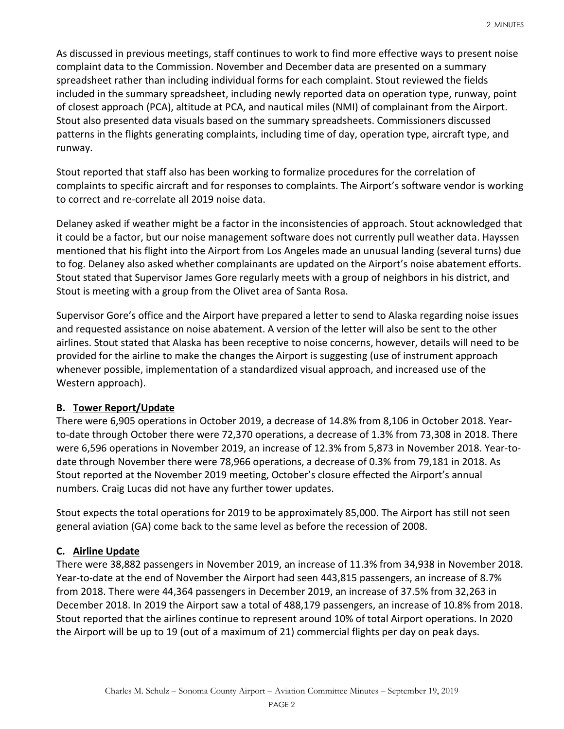As discussed in previous meetings, staff continues to work to find more effective ways to present noise complaint data to the Commission. November and December data are presented on a summary spreadsheet rather than including individual forms for each complaint. Stout reviewed the fields included in the summary spreadsheet, including newly reported data on operation type, runway, point of closest approach (PCA), altitude at PCA, and nautical miles (NMI) of complainant from the Airport. Stout also presented data visuals based on the summary spreadsheets. Commissioners discussed patterns in the flights generating complaints, including time of day, operation type, aircraft type, and runway.

Stout reported that staff also has been working to formalize procedures for the correlation of complaints to specific aircraft and for responses to complaints. The Airport's software vendor is working to correct and re-correlate all 2019 noise data.

Delaney asked if weather might be a factor in the inconsistencies of approach. Stout acknowledged that it could be a factor, but our noise management software does not currently pull weather data. Hayssen mentioned that his flight into the Airport from Los Angeles made an unusual landing (several turns) due to fog. Delaney also asked whether complainants are updated on the Airport's noise abatement efforts. Stout stated that Supervisor James Gore regularly meets with a group of neighbors in his district, and Stout is meeting with a group from the Olivet area of Santa Rosa.

Supervisor Gore's office and the Airport have prepared a letter to send to Alaska regarding noise issues and requested assistance on noise abatement. A version of the letter will also be sent to the other airlines. Stout stated that Alaska has been receptive to noise concerns, however, details will need to be provided for the airline to make the changes the Airport is suggesting (use of instrument approach whenever possible, implementation of a standardized visual approach, and increased use of the Western approach).

**B. Tower Report/Update**

There were 6,905 operations in October 2019, a decrease of 14.8% from 8,106 in October 2018. Year-to-date through October there were 72,370 operations, a decrease of 1.3% from 73,308 in 2018. There were 6,596 operations in November 2019, an increase of 12.3% from 5,873 in November 2018. Year-to-date through November there were 78,966 operations, a decrease of 0.3% from 79,181 in 2018. As Stout reported at the November 2019 meeting, October's closure effected the Airport's annual numbers. Craig Lucas did not have any further tower updates.

Stout expects the total operations for 2019 to be approximately 85,000. The Airport has still not seen general aviation (GA) come back to the same level as before the recession of 2008.

**C. Airline Update**

There were 38,882 passengers in November 2019, an increase of 11.3% from 34,938 in November 2018. Year-to-date at the end of November the Airport had seen 443,815 passengers, an increase of 8.7% from 2018. There were 44,364 passengers in December 2019, an increase of 37.5% from 32,263 in December 2018. In 2019 the Airport saw a total of 488,179 passengers, an increase of 10.8% from 2018. Stout reported that the airlines continue to represent around 10% of total Airport operations. In 2020 the Airport will be up to 19 (out of a maximum of 21) commercial flights per day on peak days.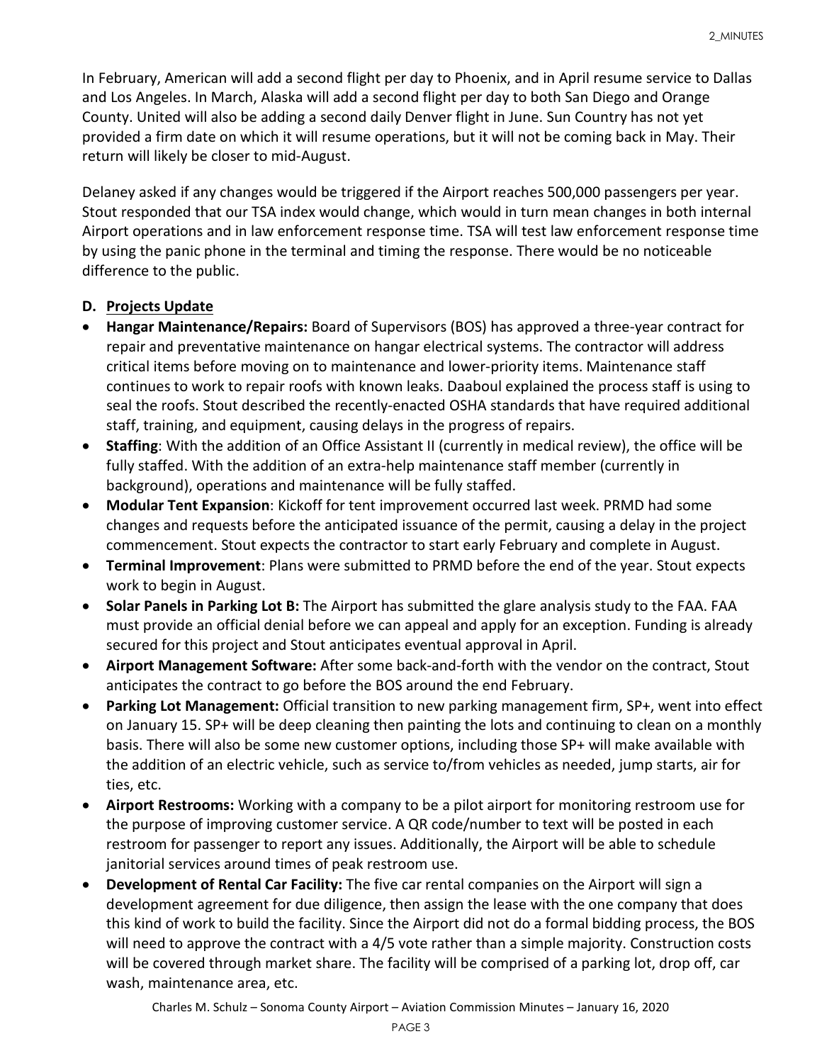In February, American will add a second flight per day to Phoenix, and in April resume service to Dallas and Los Angeles. In March, Alaska will add a second flight per day to both San Diego and Orange County. United will also be adding a second daily Denver flight in June. Sun Country has not yet provided a firm date on which it will resume operations, but it will not be coming back in May. Their return will likely be closer to mid-August.

Delaney asked if any changes would be triggered if the Airport reaches 500,000 passengers per year. Stout responded that our TSA index would change, which would in turn mean changes in both internal Airport operations and in law enforcement response time. TSA will test law enforcement response time by using the panic phone in the terminal and timing the response. There would be no noticeable difference to the public.

**D. Projects Update**

- **Hangar Maintenance/Repairs:** Board of Supervisors (BOS) has approved a three-year contract for repair and preventative maintenance on hangar electrical systems. The contractor will address critical items before moving on to maintenance and lower-priority items. Maintenance staff continues to work to repair roofs with known leaks. Daaboul explained the process staff is using to seal the roofs. Stout described the recently-enacted OSHA standards that have required additional staff, training, and equipment, causing delays in the progress of repairs.
- **Staffing**: With the addition of an Office Assistant II (currently in medical review), the office will be fully staffed. With the addition of an extra-help maintenance staff member (currently in background), operations and maintenance will be fully staffed.
- **Modular Tent Expansion**: Kickoff for tent improvement occurred last week. PRMD had some changes and requests before the anticipated issuance of the permit, causing a delay in the project commencement. Stout expects the contractor to start early February and complete in August.
- **Terminal Improvement**: Plans were submitted to PRMD before the end of the year. Stout expects work to begin in August.
- **Solar Panels in Parking Lot B:** The Airport has submitted the glare analysis study to the FAA. FAA must provide an official denial before we can appeal and apply for an exception. Funding is already secured for this project and Stout anticipates eventual approval in April.
- **Airport Management Software:** After some back-and-forth with the vendor on the contract, Stout anticipates the contract to go before the BOS around the end February.
- **Parking Lot Management:** Official transition to new parking management firm, SP+, went into effect on January 15. SP+ will be deep cleaning then painting the lots and continuing to clean on a monthly basis. There will also be some new customer options, including those SP+ will make available with the addition of an electric vehicle, such as service to/from vehicles as needed, jump starts, air for ties, etc.
- **Airport Restrooms:** Working with a company to be a pilot airport for monitoring restroom use for the purpose of improving customer service. A QR code/number to text will be posted in each restroom for passenger to report any issues. Additionally, the Airport will be able to schedule janitorial services around times of peak restroom use.
- **Development of Rental Car Facility:** The five car rental companies on the Airport will sign a development agreement for due diligence, then assign the lease with the one company that does this kind of work to build the facility. Since the Airport did not do a formal bidding process, the BOS will need to approve the contract with a 4/5 vote rather than a simple majority. Construction costs will be covered through market share. The facility will be comprised of a parking lot, drop off, car wash, maintenance area, etc.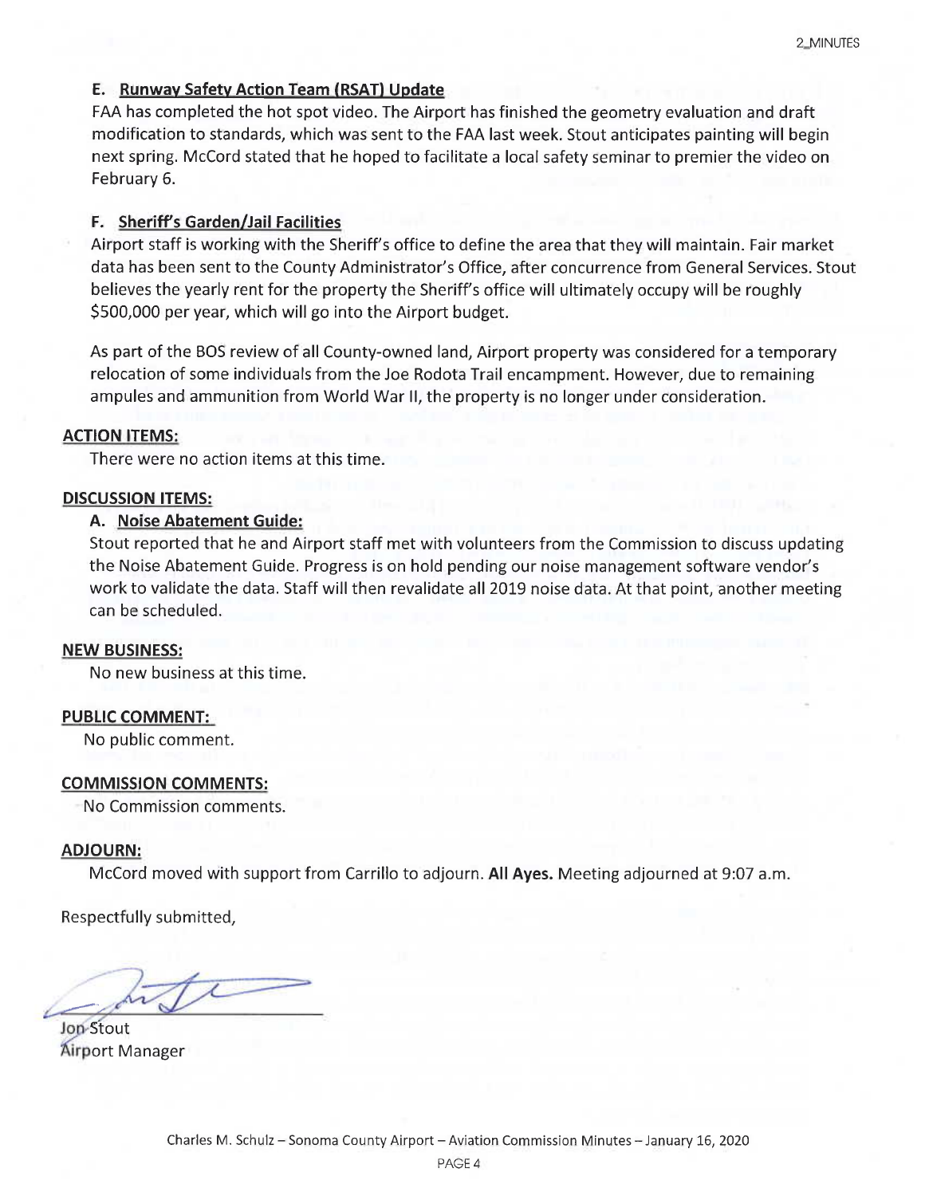**E. Runway Safety Action Team (RSAT) Update**

FAA has completed the hot spot video. The Airport has finished the geometry evaluation and draft modification to standards, which was sent to the FAA last week. Stout anticipates painting will begin next spring. McCord stated that he hoped to facilitate a local safety seminar to premier the video on February 6.

**F. Sheriff's Garden/Jail Facilities**

Airport staff is working with the Sheriff's office to define the area that they will maintain. Fair market data has been sent to the County Administrator's Office, after concurrence from General Services. Stout believes the yearly rent for the property the Sheriff's office will ultimately occupy will be roughly $500,000 per year, which will go into the Airport budget.

As part of the BOS review of all County-owned land, Airport property was considered for a temporary relocation of some individuals from the Joe Rodota Trail encampment. However, due to remaining ampules and ammunition from World War II, the property is no longer under consideration.

**ACTION ITEMS:**

There were no action items at this time.

**DISCUSSION ITEMS:**

**A. Noise Abatement Guide:**

Stout reported that he and Airport staff met with volunteers from the Commission to discuss updating the Noise Abatement Guide. Progress is on hold pending our noise management software vendor's work to validate the data. Staff will then revalidate all 2019 noise data. At that point, another meeting can be scheduled.

**NEW BUSINESS:**

No new business at this time.

**PUBLIC COMMENT:**

No public comment.

**COMMISSION COMMENTS:**

No Commission comments.

**ADJOURN:**

McCord moved with support from Carrillo to adjourn. **All Ayes.** Meeting adjourned at 9:07 a.m.

Respectfully submitted,

Jon Stout
Airport Manager

Charles M. Schulz – Sonoma County Airport – Aviation Commission Minutes – January 16, 2020